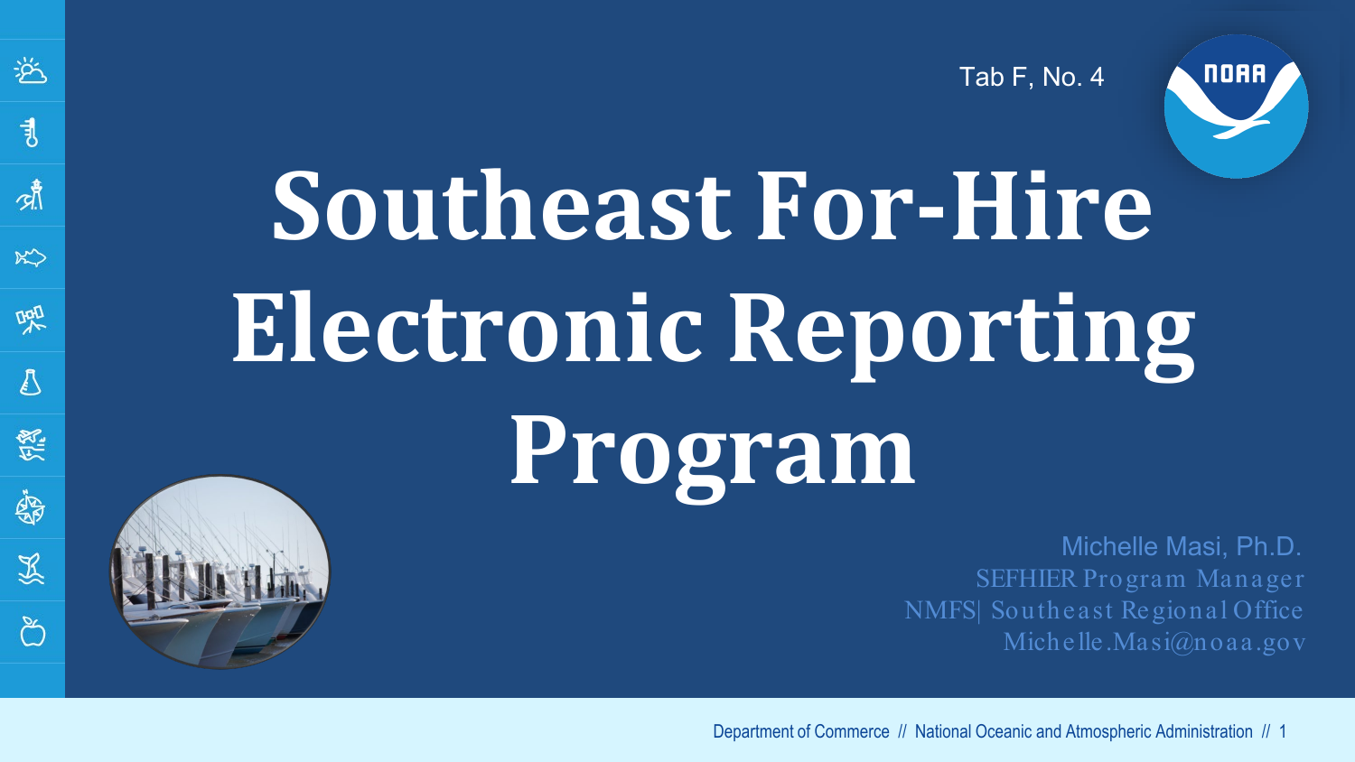Tab F, No. 4

# Southeast For-Hire Electronic Reporting Program

Michelle Masi, Ph.D.
SEFHIER Program Manager
NMFS| Southeast Regional Office
Michelle.Masi@noaa.gov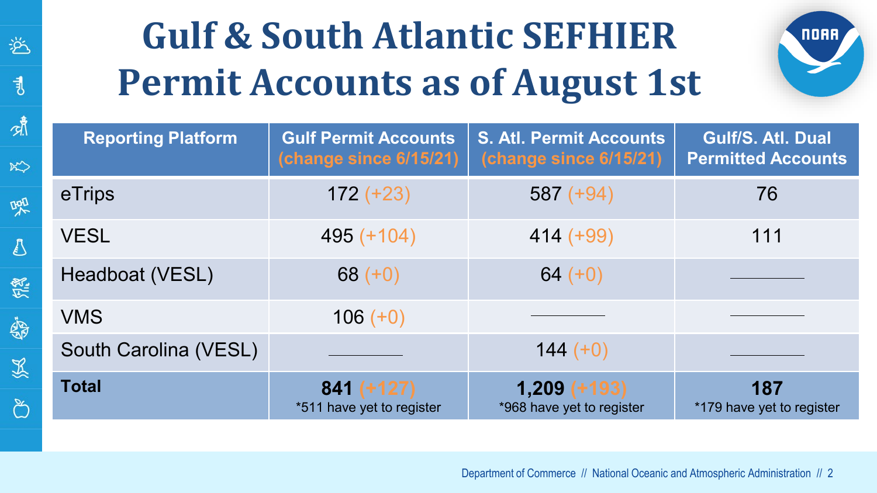# Gulf & South Atlantic SEFHIER Permit Accounts as of August 1st

| Reporting Platform | Gulf Permit Accounts (change since 6/15/21) | S. Atl. Permit Accounts (change since 6/15/21) | Gulf/S. Atl. Dual Permitted Accounts |
|---|---|---|---|
| eTrips | 172 (+23) | 587 (+94) | 76 |
| VESL | 495 (+104) | 414 (+99) | 111 |
| Headboat (VESL) | 68 (+0) | 64 (+0) | ——— |
| VMS | 106 (+0) | ——— | ——— |
| South Carolina (VESL) | ——— | 144 (+0) | ——— |
| **Total** | **841** (+127) *511 have yet to register | **1,209** (+193) *968 have yet to register | **187** *179 have yet to register |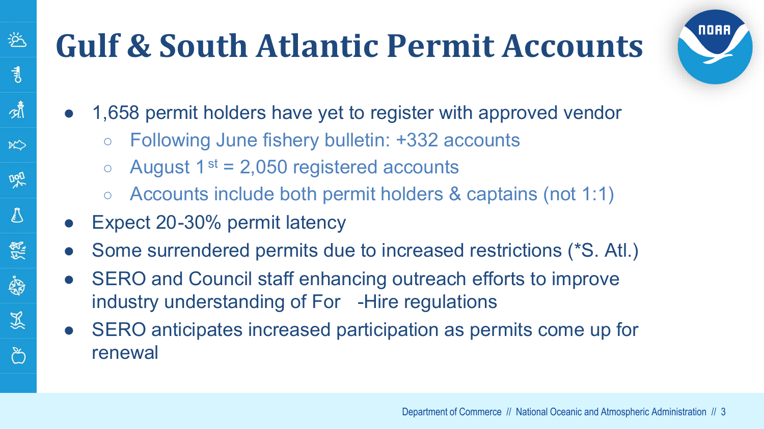# Gulf & South Atlantic Permit Accounts

- 1,658 permit holders have yet to register with approved vendor
  - Following June fishery bulletin: +332 accounts
  - August 1st = 2,050 registered accounts
  - Accounts include both permit holders & captains (not 1:1)
- Expect 20-30% permit latency
- Some surrendered permits due to increased restrictions (*S. Atl.)
- SERO and Council staff enhancing outreach efforts to improve industry understanding of For-Hire regulations
- SERO anticipates increased participation as permits come up for renewal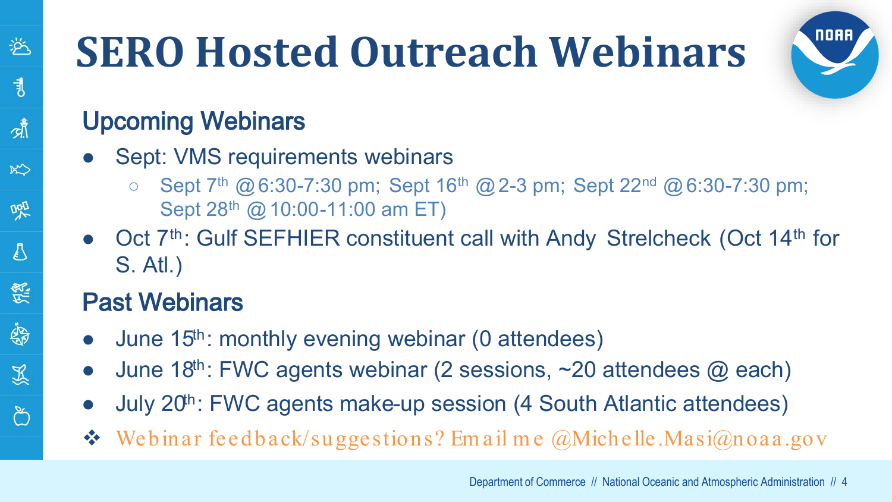# SERO Hosted Outreach Webinars

## Upcoming Webinars

- Sept: VMS requirements webinars
  - Sept 7th @ 6:30-7:30 pm; Sept 16th @ 2-3 pm; Sept 22nd @ 6:30-7:30 pm; Sept 28th @ 10:00-11:00 am ET)
- Oct 7th: Gulf SEFHIER constituent call with Andy Strelcheck (Oct 14th for S. Atl.)

## Past Webinars

- June 15th: monthly evening webinar (0 attendees)
- June 18th: FWC agents webinar (2 sessions, ~20 attendees @ each)
- July 20th: FWC agents make-up session (4 South Atlantic attendees)

❖ Webinar feedback/suggestions? Email me @Michelle.Masi@noaa.gov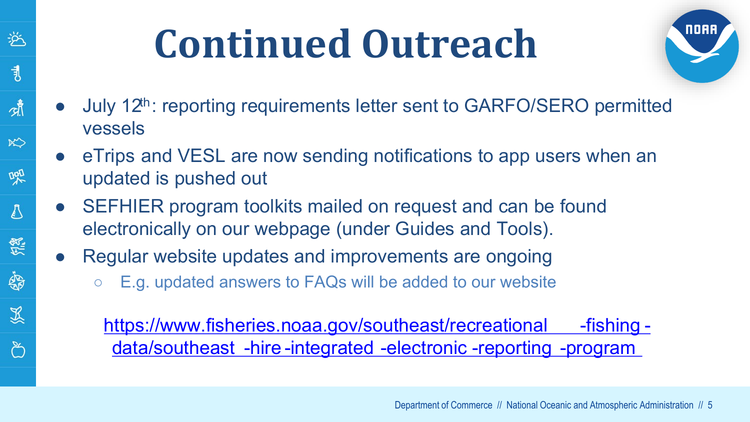# Continued Outreach

- July 12th: reporting requirements letter sent to GARFO/SERO permitted vessels
- eTrips and VESL are now sending notifications to app users when an updated is pushed out
- SEFHIER program toolkits mailed on request and can be found electronically on our webpage (under Guides and Tools).
- Regular website updates and improvements are ongoing
  - E.g. updated answers to FAQs will be added to our website

https://www.fisheries.noaa.gov/southeast/recreational-fishing-data/southeast-hire-integrated-electronic-reporting-program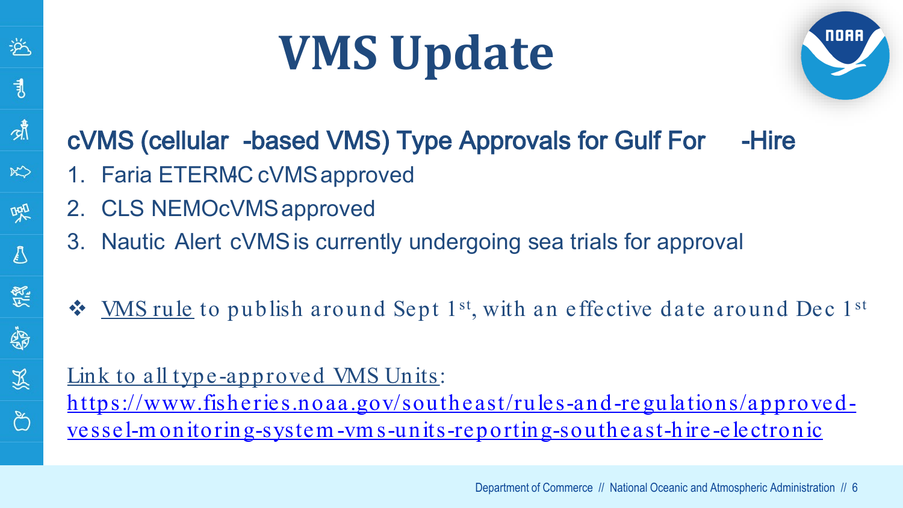# VMS Update

## cVMS (cellular-based VMS) Type Approvals for Gulf For-Hire

1. Faria ETERM4C cVMS approved
2. CLS NEMO cVMS approved
3. Nautic Alert cVMS is currently undergoing sea trials for approval

❖ VMS rule to publish around Sept 1st, with an effective date around Dec 1st

Link to all type-approved VMS Units: https://www.fisheries.noaa.gov/southeast/rules-and-regulations/approved-vessel-monitoring-system-vms-units-reporting-southeast-hire-electronic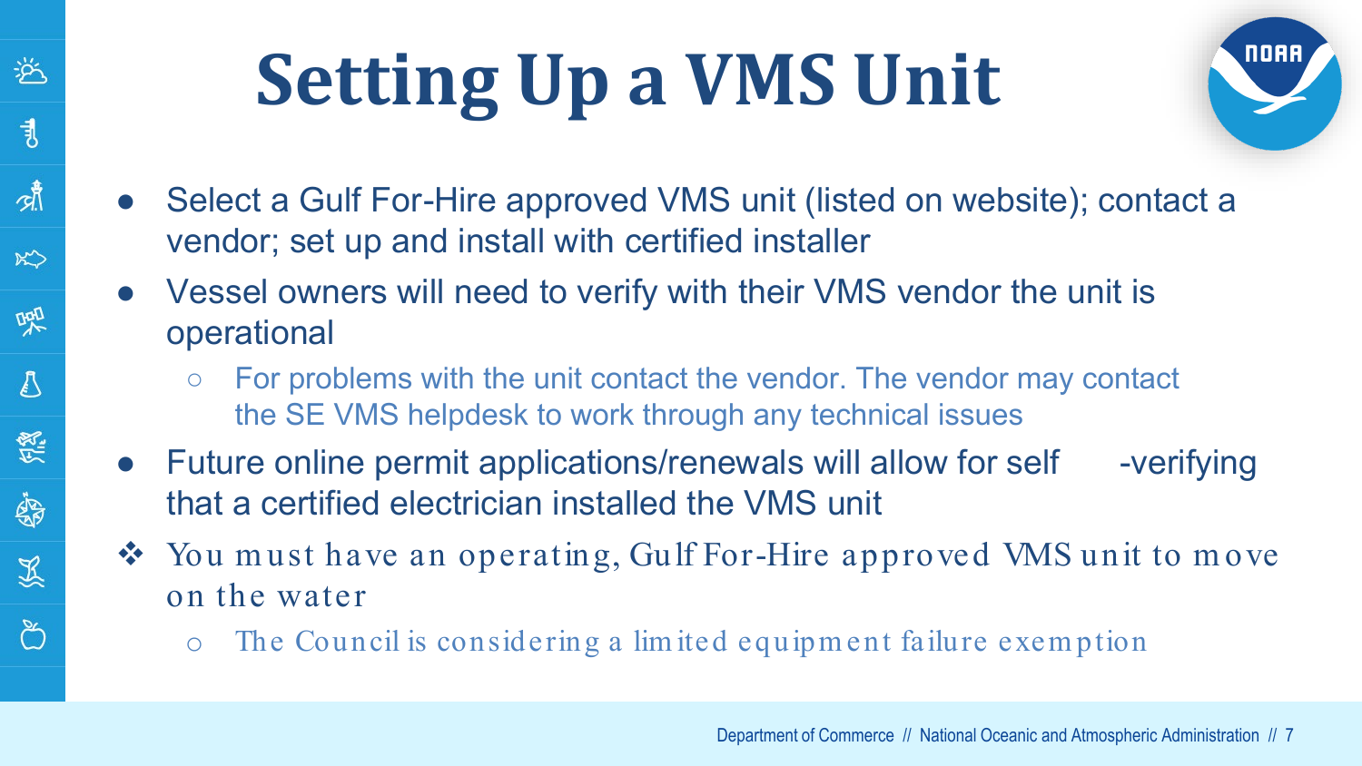# Setting Up a VMS Unit

- Select a Gulf For-Hire approved VMS unit (listed on website); contact a vendor; set up and install with certified installer
- Vessel owners will need to verify with their VMS vendor the unit is operational
  - For problems with the unit contact the vendor. The vendor may contact the SE VMS helpdesk to work through any technical issues
- Future online permit applications/renewals will allow for self-verifying that a certified electrician installed the VMS unit

❖ You must have an operating, Gulf For-Hire approved VMS unit to move on the water

- The Council is considering a limited equipment failure exemption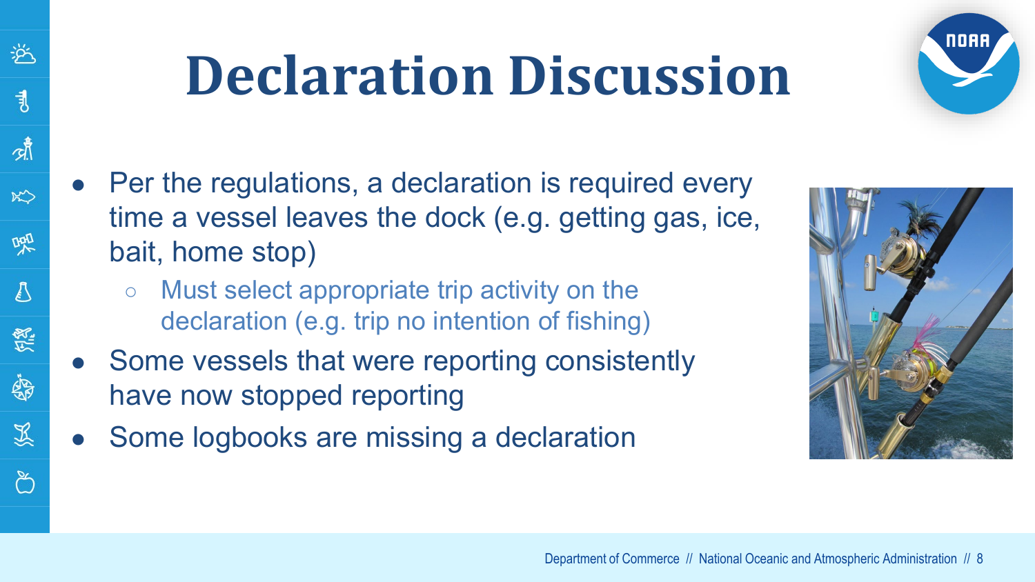# Declaration Discussion

- Per the regulations, a declaration is required every time a vessel leaves the dock (e.g. getting gas, ice, bait, home stop)
  - Must select appropriate trip activity on the declaration (e.g. trip no intention of fishing)
- Some vessels that were reporting consistently have now stopped reporting
- Some logbooks are missing a declaration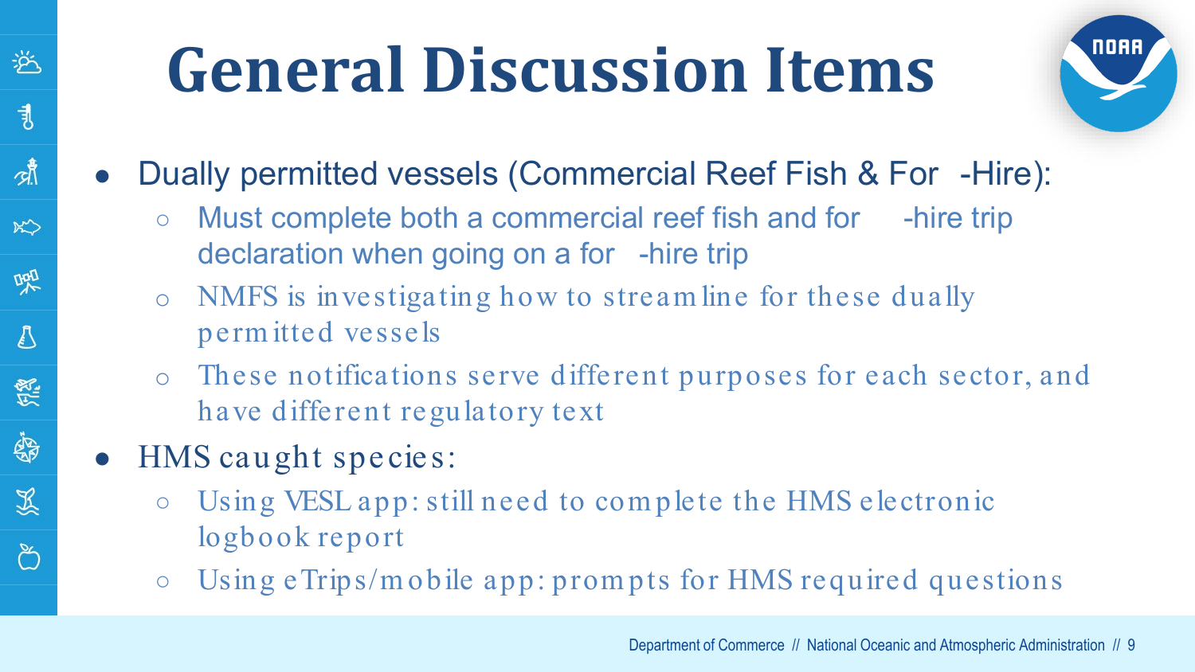# General Discussion Items

- Dually permitted vessels (Commercial Reef Fish & For-Hire):
  - Must complete both a commercial reef fish and for-hire trip declaration when going on a for-hire trip
  - NMFS is investigating how to streamline for these dually permitted vessels
  - These notifications serve different purposes for each sector, and have different regulatory text
- HMS caught species:
  - Using VESL app: still need to complete the HMS electronic logbook report
  - Using eTrips/mobile app: prompts for HMS required questions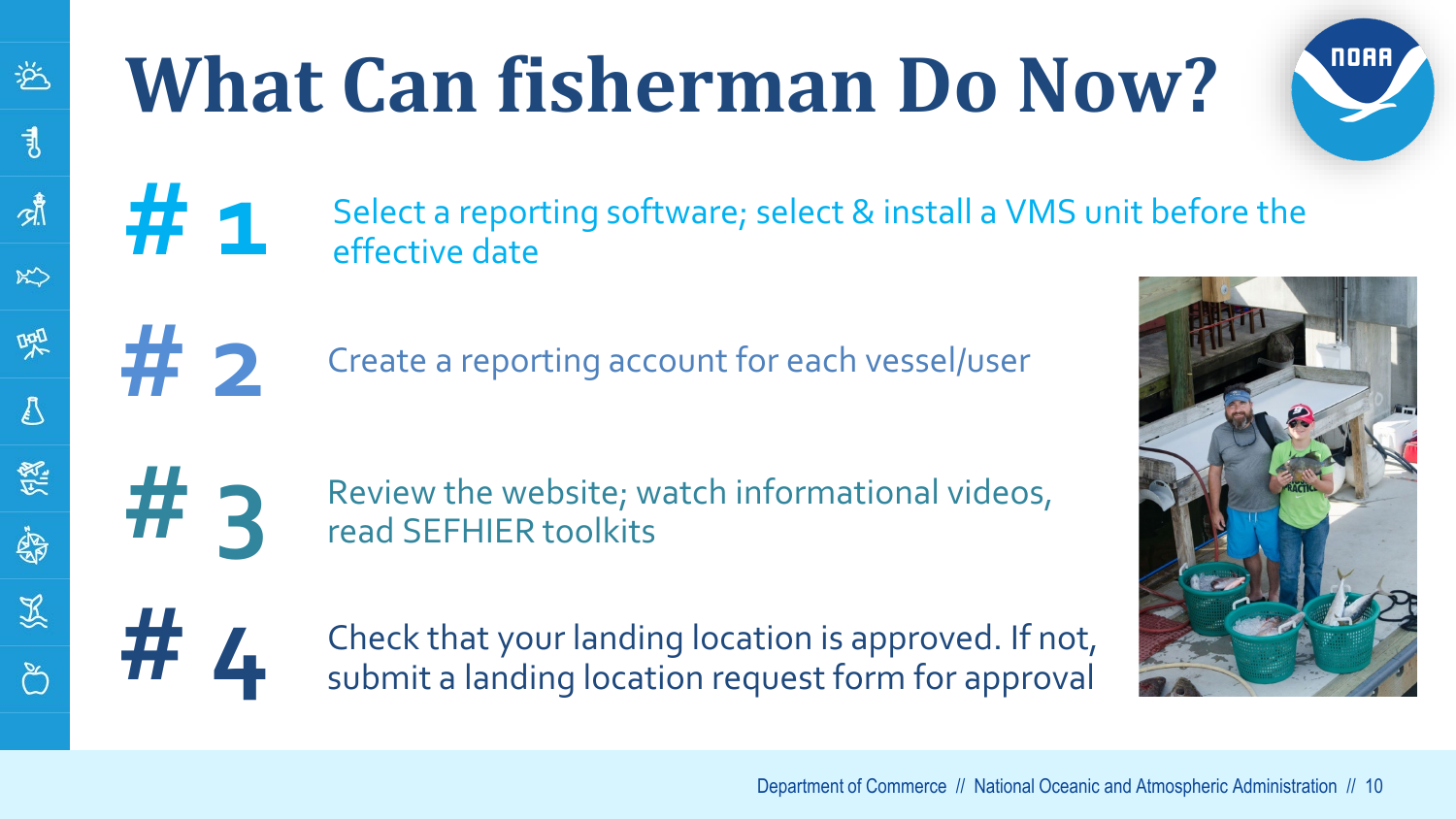# What Can fisherman Do Now?

**# 1** Select a reporting software; select & install a VMS unit before the effective date

**# 2** Create a reporting account for each vessel/user

**# 3** Review the website; watch informational videos, read SEFHIER toolkits

**# 4** Check that your landing location is approved. If not, submit a landing location request form for approval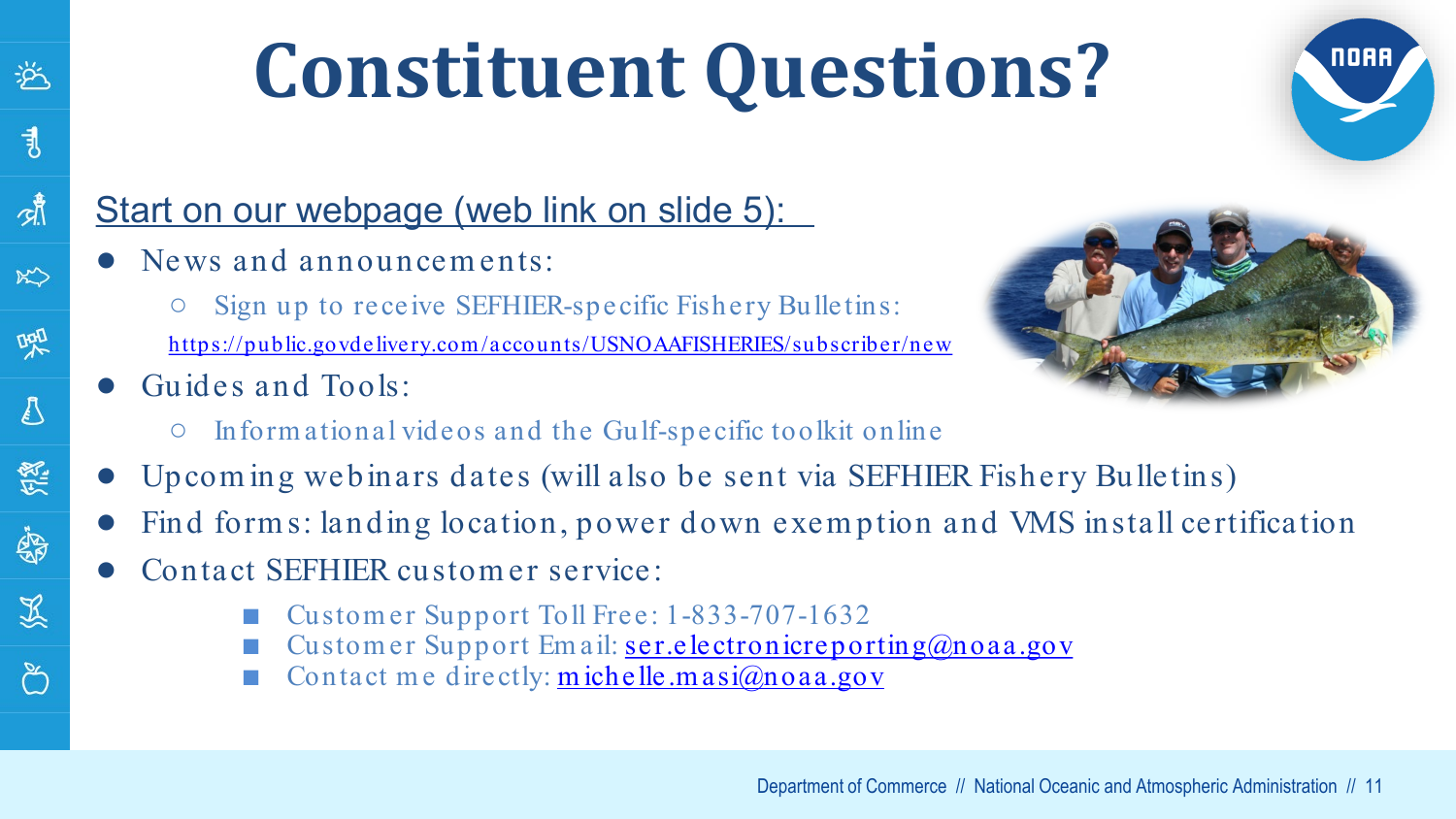# Constituent Questions?

Start on our webpage (web link on slide 5):

- News and announcements:
  - Sign up to receive SEFHIER-specific Fishery Bulletins: https://public.govdelivery.com/accounts/USNOAAFISHERIES/subscriber/new
- Guides and Tools:
  - Informational videos and the Gulf-specific toolkit online
- Upcoming webinars dates (will also be sent via SEFHIER Fishery Bulletins)
- Find forms: landing location, power down exemption and VMS install certification
- Contact SEFHIER customer service:
  - Customer Support Toll Free: 1-833-707-1632
  - Customer Support Email: ser.electronicreporting@noaa.gov
  - Contact me directly: michelle.masi@noaa.gov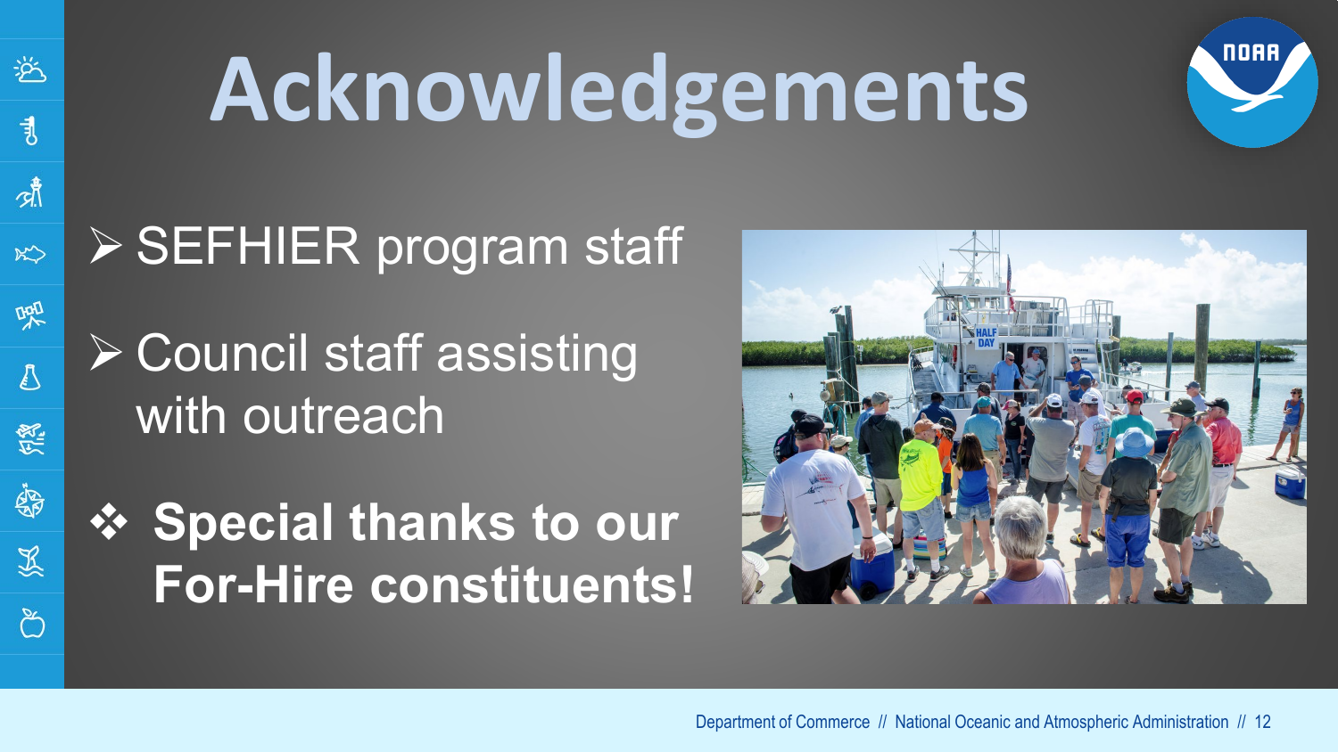# Acknowledgements

- SEFHIER program staff
- Council staff assisting with outreach
- **Special thanks to our For-Hire constituents!**